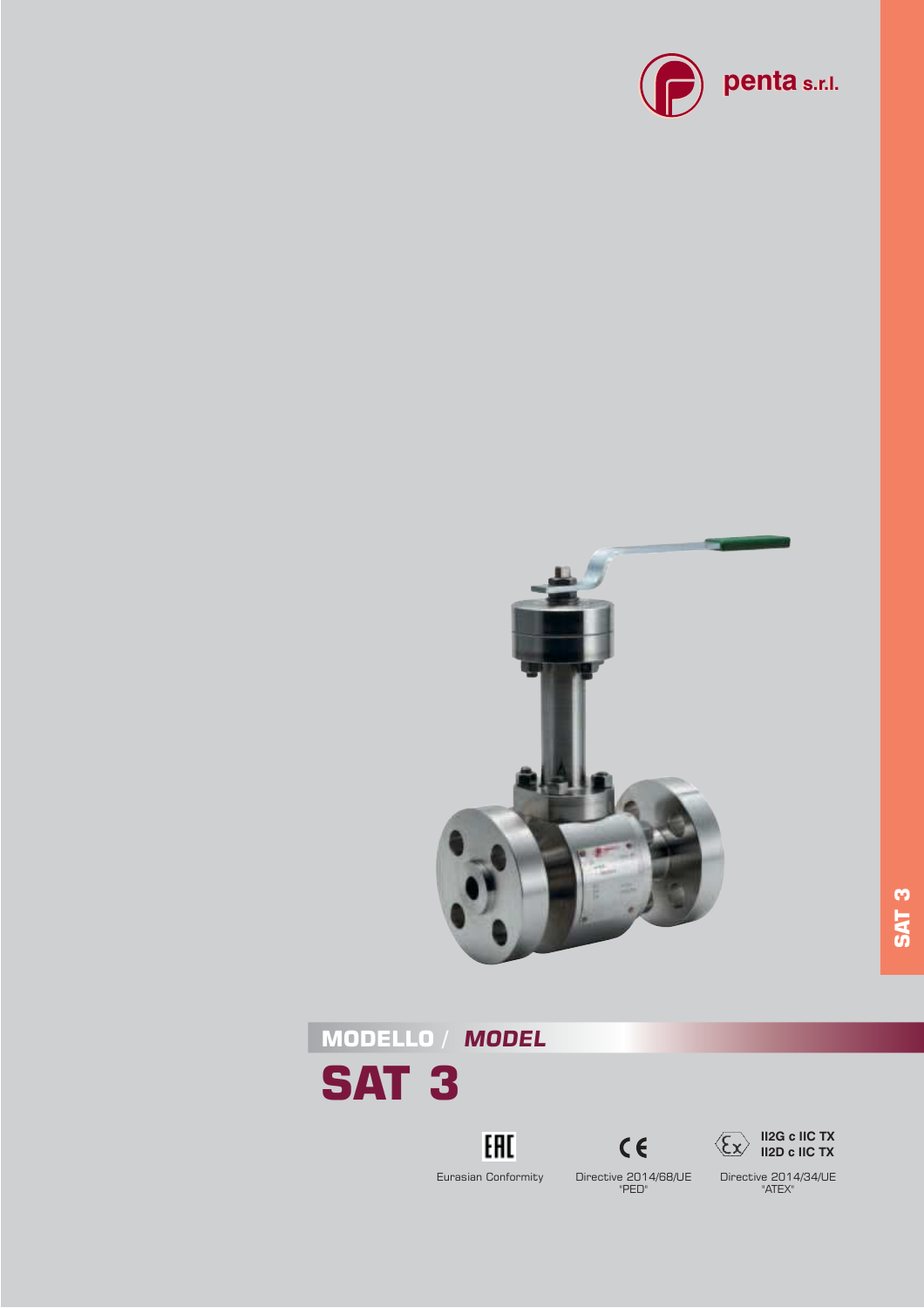penta s.r.l.

## MODELLO / *MODEL*

# SAT 3

EAC

Eurasian Conformity

CE

Directive 2014/68/UE "PED"

II2G c IIC TX
II2D c IIC TX

Directive 2014/34/UE "ATEX"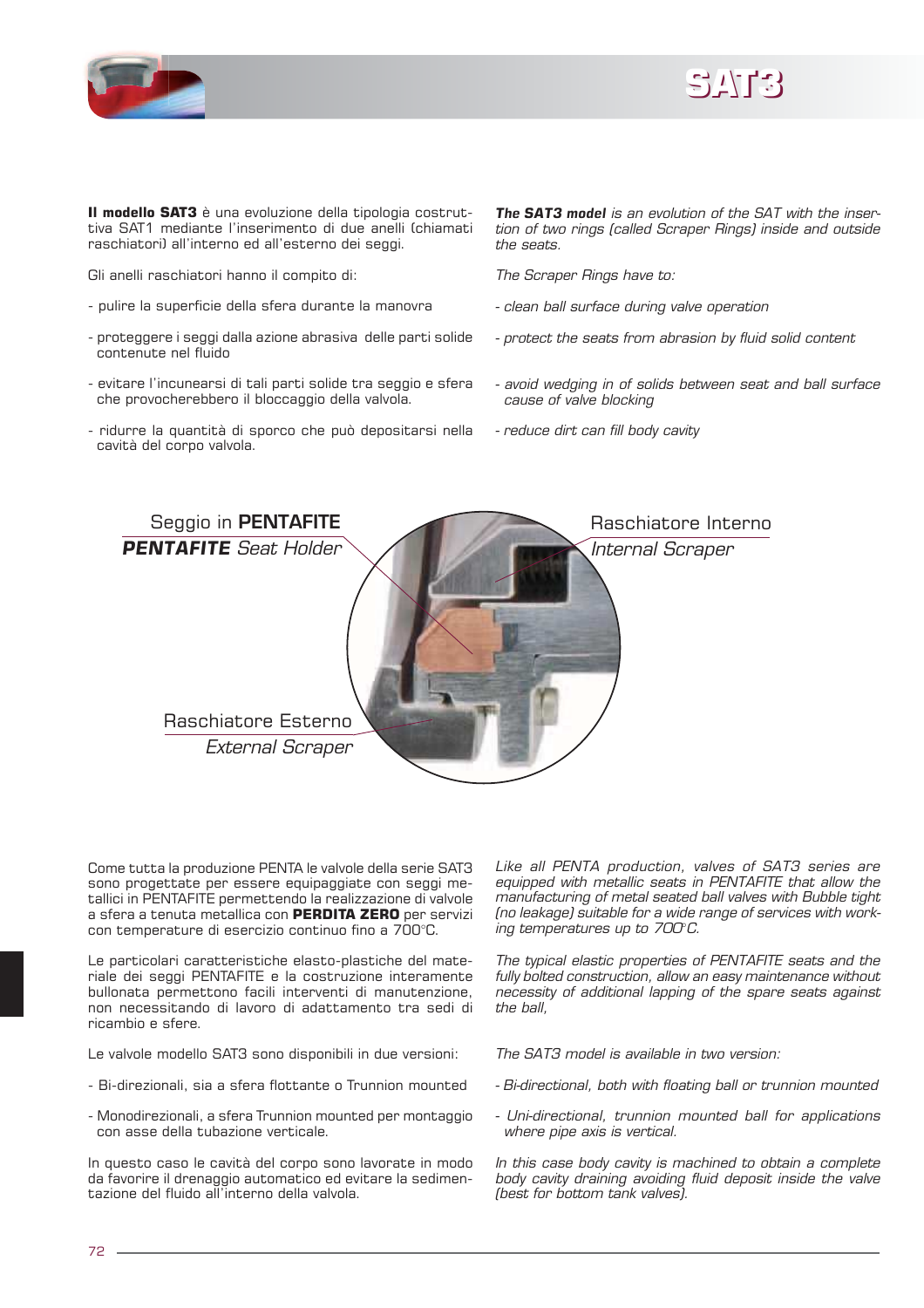# SAT3

**Il modello SAT3** è una evoluzione della tipologia costruttiva SAT1 mediante l'inserimento di due anelli (chiamati raschiatori) all'interno ed all'esterno dei seggi.

Gli anelli raschiatori hanno il compito di:

- pulire la superficie della sfera durante la manovra
- proteggere i seggi dalla azione abrasiva delle parti solide contenute nel fluido
- evitare l'incunearsi di tali parti solide tra seggio e sfera che provocherebbero il bloccaggio della valvola.
- ridurre la quantità di sporco che può depositarsi nella cavità del corpo valvola.

***The SAT3 model*** *is an evolution of the SAT with the insertion of two rings (called Scraper Rings) inside and outside the seats.*

*The Scraper Rings have to:*

- *clean ball surface during valve operation*
- *protect the seats from abrasion by fluid solid content*
- *avoid wedging in of solids between seat and ball surface cause of valve blocking*
- *reduce dirt can fill body cavity*

Seggio in **PENTAFITE**
***PENTAFITE*** *Seat Holder*

Raschiatore Interno
*Internal Scraper*

Raschiatore Esterno
*External Scraper*

Come tutta la produzione PENTA le valvole della serie SAT3 sono progettate per essere equipaggiate con seggi metallici in PENTAFITE permettendo la realizzazione di valvole a sfera a tenuta metallica con **PERDITA ZERO** per servizi con temperature di esercizio continuo fino a 700°C.

Le particolari caratteristiche elasto-plastiche del materiale dei seggi PENTAFITE e la costruzione interamente bullonata permettono facili interventi di manutenzione, non necessitando di lavoro di adattamento tra sedi di ricambio e sfere.

Le valvole modello SAT3 sono disponibili in due versioni:

- Bi-direzionali, sia a sfera flottante o Trunnion mounted
- Monodirezionali, a sfera Trunnion mounted per montaggio con asse della tubazione verticale.

In questo caso le cavità del corpo sono lavorate in modo da favorire il drenaggio automatico ed evitare la sedimentazione del fluido all'interno della valvola.

*Like all PENTA production, valves of SAT3 series are equipped with metallic seats in PENTAFITE that allow the manufacturing of metal seated ball valves with Bubble tight (no leakage) suitable for a wide range of services with working temperatures up to 700°C.*

*The typical elastic properties of PENTAFITE seats and the fully bolted construction, allow an easy maintenance without necessity of additional lapping of the spare seats against the ball,*

*The SAT3 model is available in two version:*

- *Bi-directional, both with floating ball or trunnion mounted*
- *Uni-directional, trunnion mounted ball for applications where pipe axis is vertical.*

*In this case body cavity is machined to obtain a complete body cavity draining avoiding fluid deposit inside the valve (best for bottom tank valves).*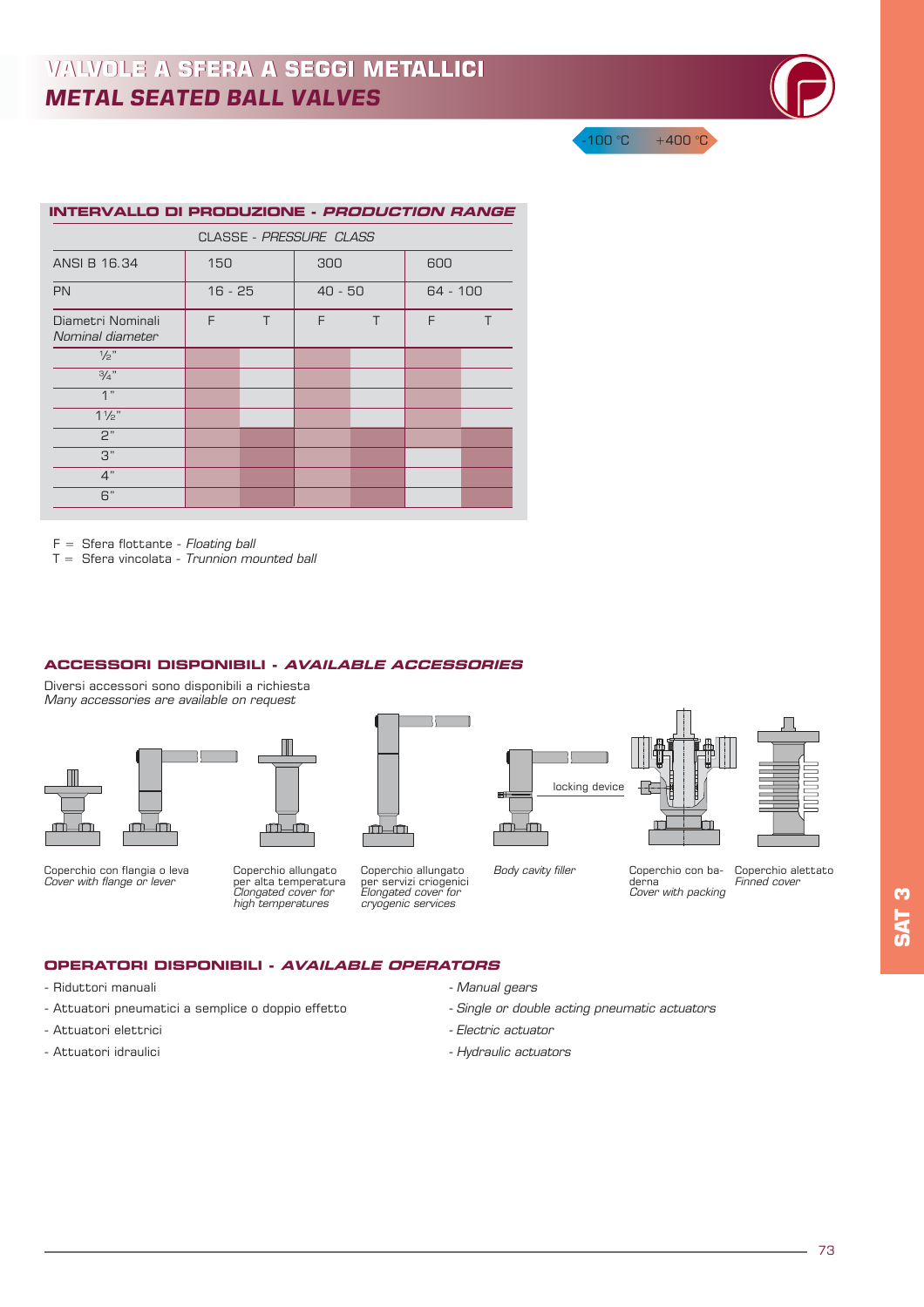# VALVOLE A SFERA A SEGGI METALLICI
## *METAL SEATED BALL VALVES*

-100 °C +400 °C

### INTERVALLO DI PRODUZIONE - *PRODUCTION RANGE*

| CLASSE - *PRESSURE CLASS* | | | | | | |
|---|---|---|---|---|---|---|
| ANSI B 16.34 | 150 | | 300 | | 600 | |
| PN | 16 - 25 | | 40 - 50 | | 64 - 100 | |
| Diametri Nominali *Nominal diameter* | F | T | F | T | F | T |
| ½" | ● | | ● | | ● | |
| ¾" | ● | | ● | | ● | |
| 1" | ● | | ● | | ● | |
| 1½" | ● | | ● | | ● | |
| 2" | ● | ● | ● | ● | ● | ● |
| 3" | ● | ● | ● | ● | | ● |
| 4" | ● | ● | ● | ● | | ● |
| 6" | ● | ● | ● | ● | | ● |

F = Sfera flottante - *Floating ball*
T = Sfera vincolata - *Trunnion mounted ball*

### ACCESSORI DISPONIBILI - *AVAILABLE ACCESSORIES*

Diversi accessori sono disponibili a richiesta
*Many accessories are available on request*

locking device

Coperchio con flangia o leva
*Cover with flange or lever*

Coperchio allungato per alta temperatura
*Elongated cover for high temperatures*

Coperchio allungato per servizi criogenici
*Elongated cover for cryogenic services*

*Body cavity filler*

Coperchio con baderna
*Cover with packing*

Coperchio alettato
*Finned cover*

### OPERATORI DISPONIBILI - *AVAILABLE OPERATORS*

- Riduttori manuali
- Attuatori pneumatici a semplice o doppio effetto
- Attuatori elettrici
- Attuatori idraulici

- *Manual gears*
- *Single or double acting pneumatic actuators*
- *Electric actuator*
- *Hydraulic actuators*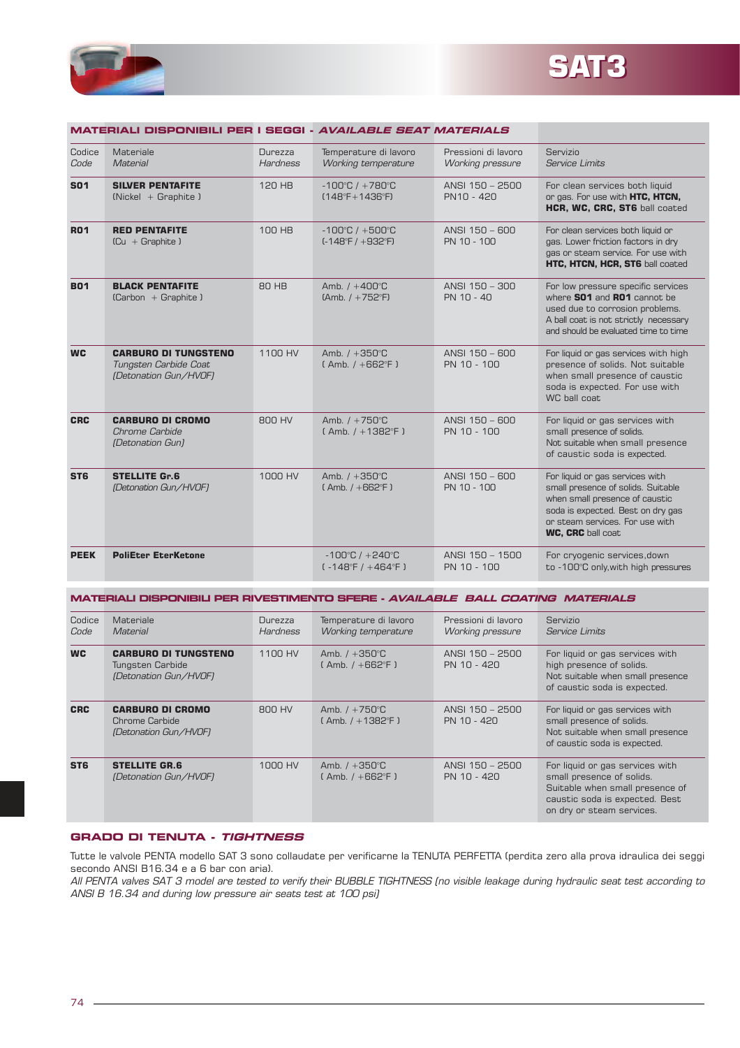# SAT3

## MATERIALI DISPONIBILI PER I SEGGI - *AVAILABLE SEAT MATERIALS*

| Codice *Code* | Materiale *Material* | Durezza *Hardness* | Temperature di lavoro *Working temperature* | Pressioni di lavoro *Working pressure* | Servizio *Service Limits* |
|---|---|---|---|---|---|
| **S01** | **SILVER PENTAFITE** (Nickel + Graphite ) | 120 HB | -100°C / +780°C (148°F+1436°F) | ANSI 150 – 2500 PN10 - 420 | For clean services both liquid or gas. For use with **HTC, HTCN, HCR, WC, CRC, ST6** ball coated |
| **R01** | **RED PENTAFITE** (Cu + Graphite ) | 100 HB | -100°C / +500°C (-148°F / +932°F) | ANSI 150 – 600 PN 10 - 100 | For clean services both liquid or gas. Lower friction factors in dry gas or steam service. For use with **HTC, HTCN, HCR, ST6** ball coated |
| **B01** | **BLACK PENTAFITE** (Carbon + Graphite ) | 80 HB | Amb. / +400°C (Amb. / +752°F) | ANSI 150 – 300 PN 10 - 40 | For low pressure specific services where **S01** and **R01** cannot be used due to corrosion problems. A ball coat is not strictly necessary and should be evaluated time to time |
| **WC** | **CARBURO DI TUNGSTENO** *Tungsten Carbide Coat (Detonation Gun/HVOF)* | 1100 HV | Amb. / +350°C ( Amb. / +662°F ) | ANSI 150 – 600 PN 10 - 100 | For liquid or gas services with high presence of solids. Not suitable when small presence of caustic soda is expected. For use with WC ball coat |
| **CRC** | **CARBURO DI CROMO** *Chrome Carbide (Detonation Gun)* | 800 HV | Amb. / +750°C ( Amb. / +1382°F ) | ANSI 150 – 600 PN 10 - 100 | For liquid or gas services with small presence of solids. Not suitable when small presence of caustic soda is expected. |
| **ST6** | **STELLITE Gr.6** *(Detonation Gun/HVOF)* | 1000 HV | Amb. / +350°C ( Amb. / +662°F ) | ANSI 150 – 600 PN 10 - 100 | For liquid or gas services with small presence of solids. Suitable when small presence of caustic soda is expected. Best on dry gas or steam services. For use with **WC, CRC** ball coat |
| **PEEK** | **PoliEter EterKetone** | | -100°C / +240°C ( -148°F / +464°F ) | ANSI 150 – 1500 PN 10 - 100 | For cryogenic services,down to -100°C only,with high pressures |

## MATERIALI DISPONIBILI PER RIVESTIMENTO SFERE - *AVAILABLE BALL COATING MATERIALS*

| Codice *Code* | Materiale *Material* | Durezza *Hardness* | Temperature di lavoro *Working temperature* | Pressioni di lavoro *Working pressure* | Servizio *Service Limits* |
|---|---|---|---|---|---|
| **WC** | **CARBURO DI TUNGSTENO** Tungsten Carbide *(Detonation Gun/HVOF)* | 1100 HV | Amb. / +350°C ( Amb. / +662°F ) | ANSI 150 – 2500 PN 10 - 420 | For liquid or gas services with high presence of solids. Not suitable when small presence of caustic soda is expected. |
| **CRC** | **CARBURO DI CROMO** Chrome Carbide *(Detonation Gun/HVOF)* | 800 HV | Amb. / +750°C ( Amb. / +1382°F ) | ANSI 150 – 2500 PN 10 - 420 | For liquid or gas services with small presence of solids. Not suitable when small presence of caustic soda is expected. |
| **ST6** | **STELLITE GR.6** *(Detonation Gun/HVOF)* | 1000 HV | Amb. / +350°C ( Amb. / +662°F ) | ANSI 150 – 2500 PN 10 - 420 | For liquid or gas services with small presence of solids. Suitable when small presence of caustic soda is expected. Best on dry or steam services. |

## GRADO DI TENUTA - *TIGHTNESS*

Tutte le valvole PENTA modello SAT 3 sono collaudate per verificarne la TENUTA PERFETTA (perdita zero alla prova idraulica dei seggi secondo ANSI B16.34 e a 6 bar con aria).

*All PENTA valves SAT 3 model are tested to verify their BUBBLE TIGHTNESS (no visible leakage during hydraulic seat test according to ANSI B 16.34 and during low pressure air seats test at 100 psi)*